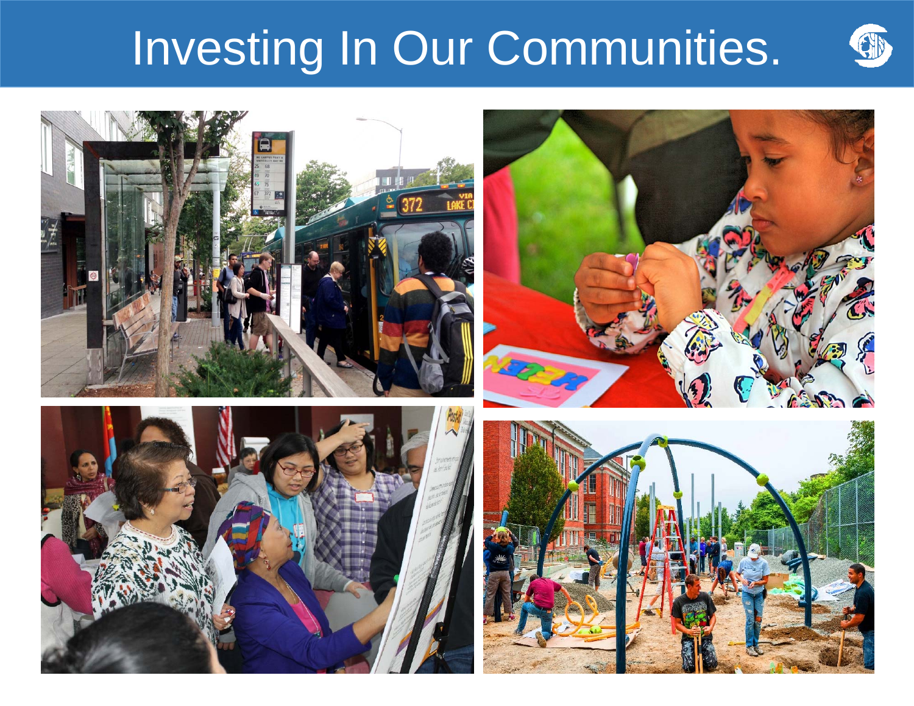# Investing In Our Communities.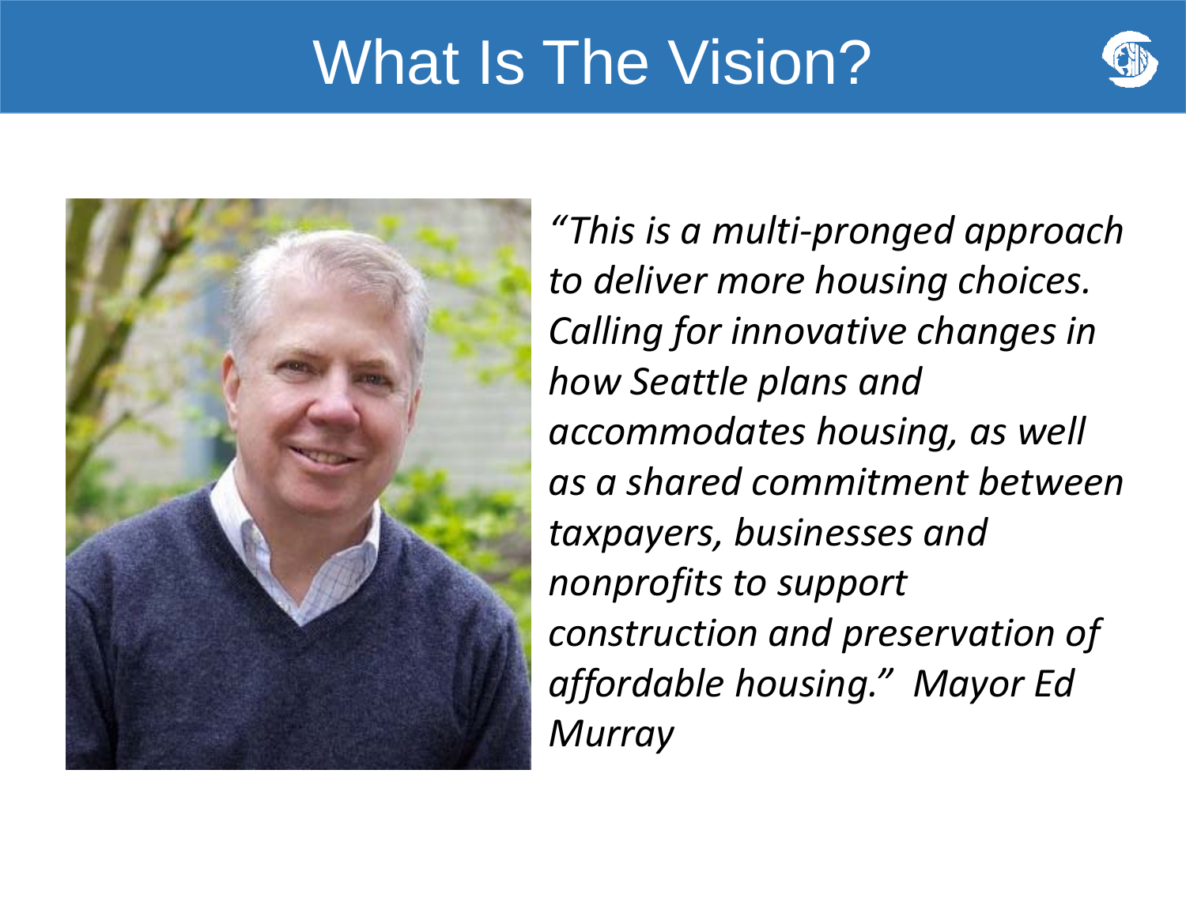# What Is The Vision?

*"This is a multi-pronged approach to deliver more housing choices. Calling for innovative changes in how Seattle plans and accommodates housing, as well as a shared commitment between taxpayers, businesses and nonprofits to support construction and preservation of affordable housing." Mayor Ed Murray*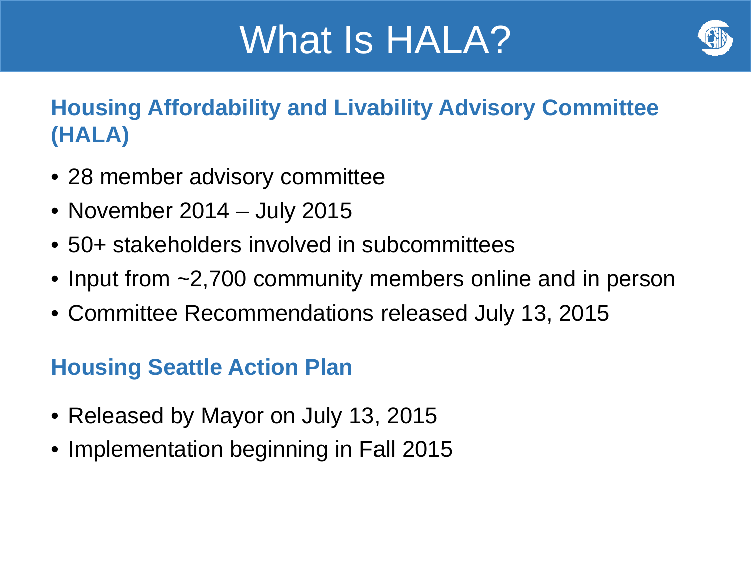# What Is HALA?

## Housing Affordability and Livability Advisory Committee (HALA)

- 28 member advisory committee
- November 2014 – July 2015
- 50+ stakeholders involved in subcommittees
- Input from ~2,700 community members online and in person
- Committee Recommendations released July 13, 2015

## Housing Seattle Action Plan

- Released by Mayor on July 13, 2015
- Implementation beginning in Fall 2015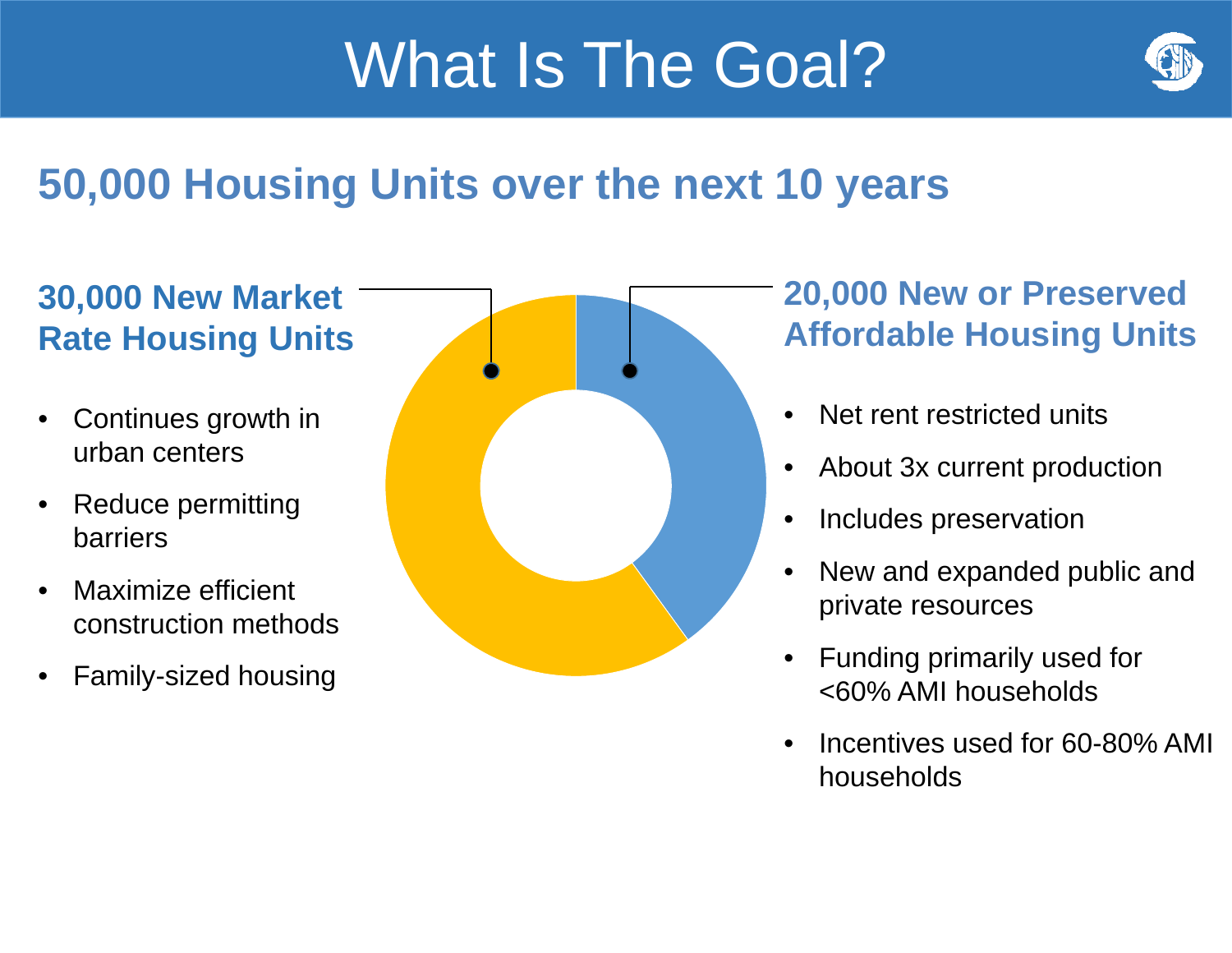# What Is The Goal?

## 50,000 Housing Units over the next 10 years

### 30,000 New Market Rate Housing Units

- Continues growth in urban centers
- Reduce permitting barriers
- Maximize efficient construction methods
- Family-sized housing

### 20,000 New or Preserved Affordable Housing Units

- Net rent restricted units
- About 3x current production
- Includes preservation
- New and expanded public and private resources
- Funding primarily used for <60% AMI households
- Incentives used for 60-80% AMI households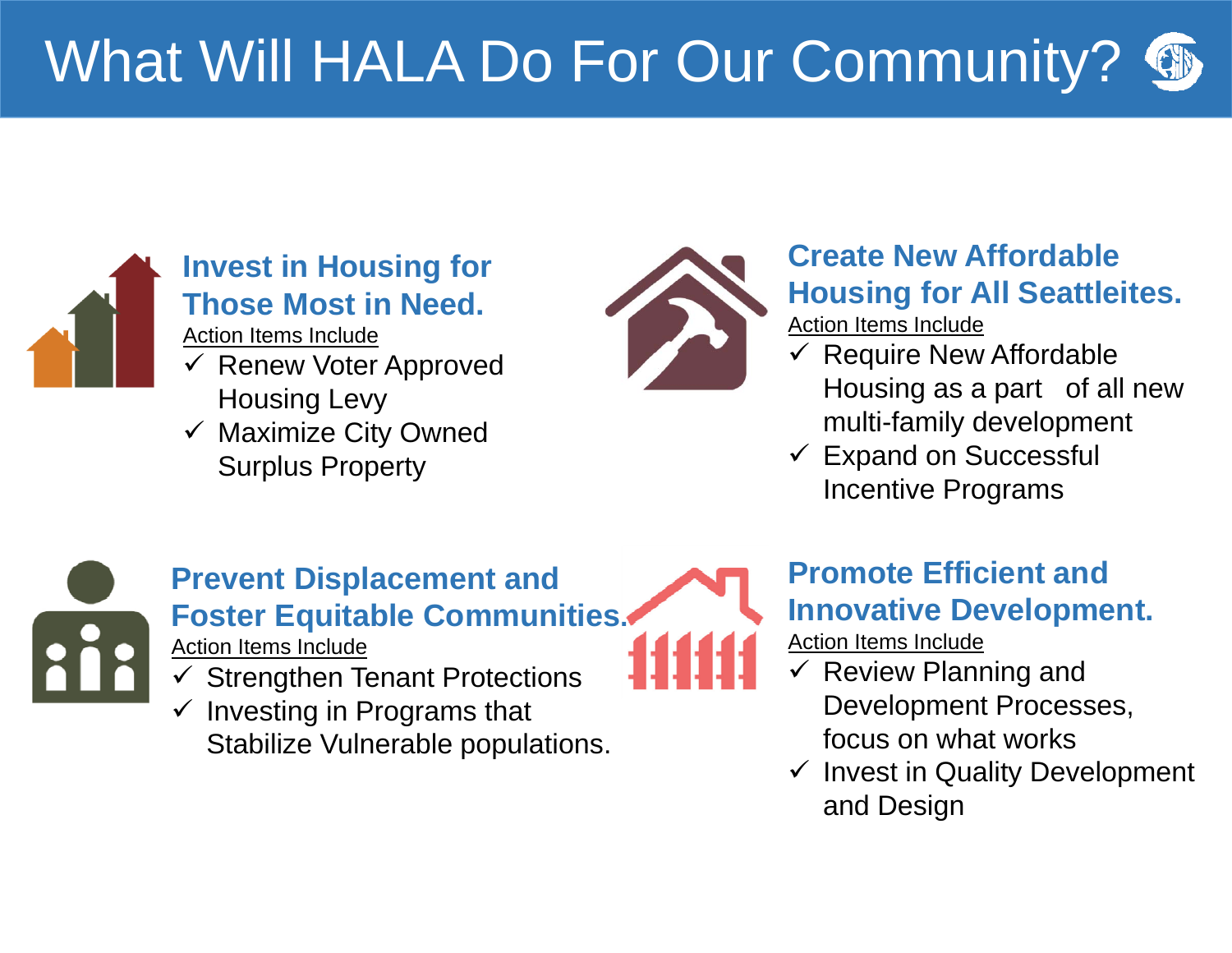# What Will HALA Do For Our Community?

## Invest in Housing for Those Most in Need.

Action Items Include

- ✓ Renew Voter Approved Housing Levy
- ✓ Maximize City Owned Surplus Property

## Create New Affordable Housing for All Seattleites.

Action Items Include

- ✓ Require New Affordable Housing as a part of all new multi-family development
- ✓ Expand on Successful Incentive Programs

## Prevent Displacement and Foster Equitable Communities.

Action Items Include

- ✓ Strengthen Tenant Protections
- ✓ Investing in Programs that Stabilize Vulnerable populations.

## Promote Efficient and Innovative Development.

Action Items Include

- ✓ Review Planning and Development Processes, focus on what works
- ✓ Invest in Quality Development and Design